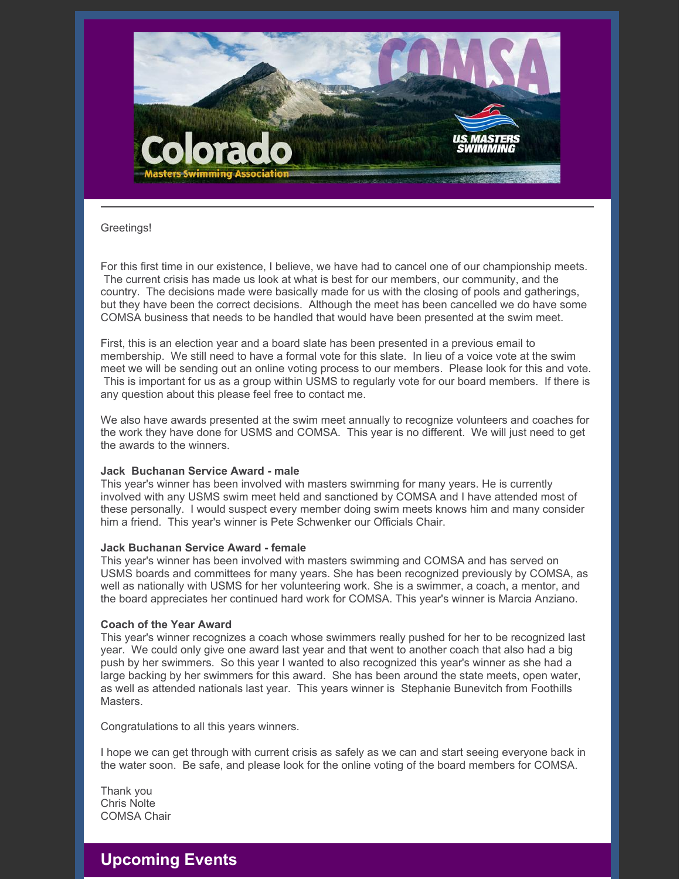Greetings!

For this first time in our existence, I believe, we have had to cancel one of our championship meets. The current crisis has made us look at what is best for our members, our community, and the country. The decisions made were basically made for us with the closing of pools and gatherings, but they have been the correct decisions. Although the meet has been cancelled we do have some COMSA business that needs to be handled that would have been presented at the swim meet.

First, this is an election year and a board slate has been presented in a previous email to membership. We still need to have a formal vote for this slate. In lieu of a voice vote at the swim meet we will be sending out an online voting process to our members. Please look for this and vote. This is important for us as a group within USMS to regularly vote for our board members. If there is any question about this please feel free to contact me.

We also have awards presented at the swim meet annually to recognize volunteers and coaches for the work they have done for USMS and COMSA. This year is no different. We will just need to get the awards to the winners.

**Jack Buchanan Service Award - male**
This year's winner has been involved with masters swimming for many years. He is currently involved with any USMS swim meet held and sanctioned by COMSA and I have attended most of these personally. I would suspect every member doing swim meets knows him and many consider him a friend. This year's winner is Pete Schwenker our Officials Chair.

**Jack Buchanan Service Award - female**
This year's winner has been involved with masters swimming and COMSA and has served on USMS boards and committees for many years. She has been recognized previously by COMSA, as well as nationally with USMS for her volunteering work. She is a swimmer, a coach, a mentor, and the board appreciates her continued hard work for COMSA. This year's winner is Marcia Anziano.

**Coach of the Year Award**
This year's winner recognizes a coach whose swimmers really pushed for her to be recognized last year. We could only give one award last year and that went to another coach that also had a big push by her swimmers. So this year I wanted to also recognized this year's winner as she had a large backing by her swimmers for this award. She has been around the state meets, open water, as well as attended nationals last year. This years winner is Stephanie Bunevitch from Foothills Masters.

Congratulations to all this years winners.

I hope we can get through with current crisis as safely as we can and start seeing everyone back in the water soon. Be safe, and please look for the online voting of the board members for COMSA.

Thank you
Chris Nolte
COMSA Chair

## Upcoming Events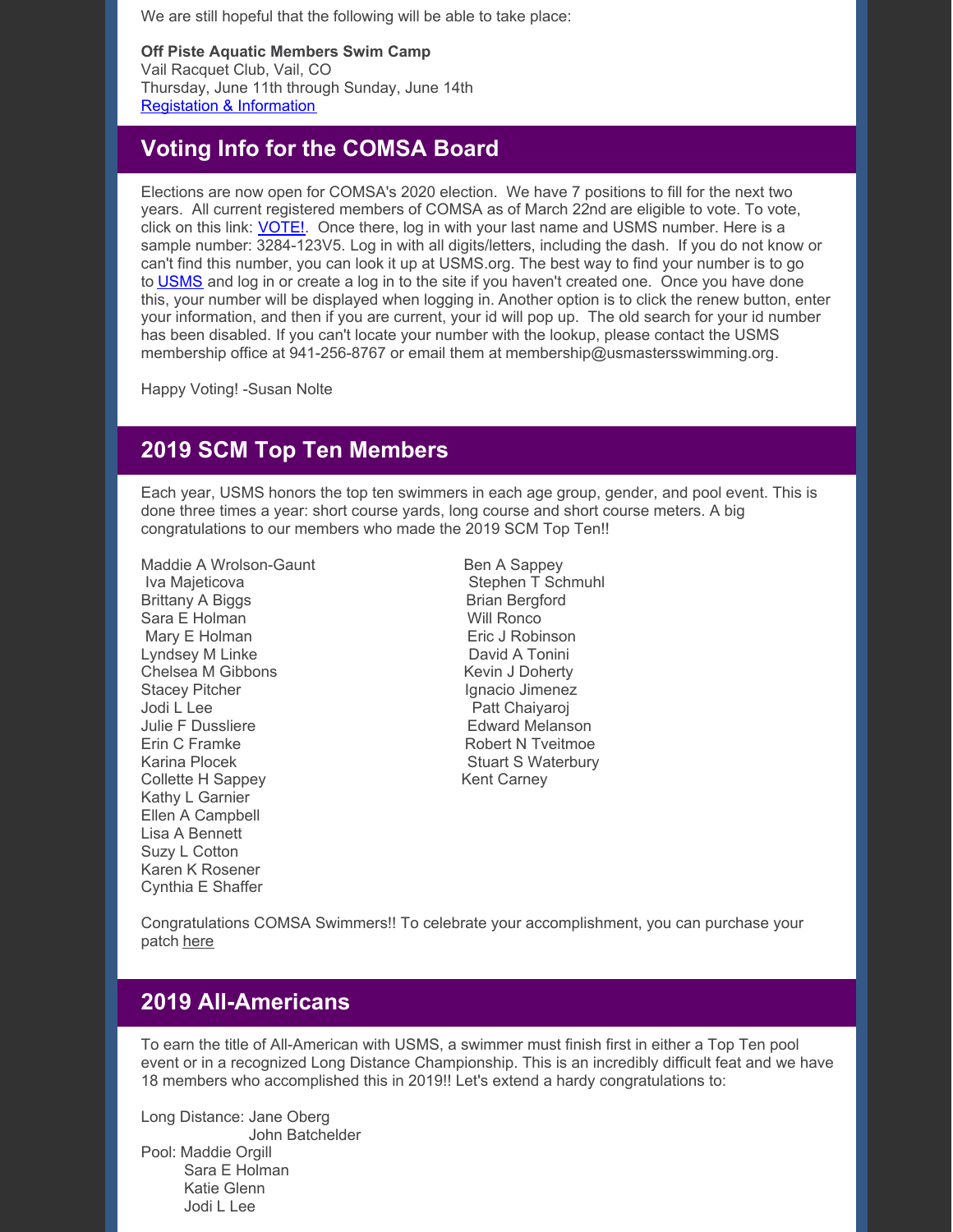We are still hopeful that the following will be able to take place:

**Off Piste Aquatic Members Swim Camp**
Vail Racquet Club, Vail, CO
Thursday, June 11th through Sunday, June 14th
Registation & Information

## Voting Info for the COMSA Board

Elections are now open for COMSA's 2020 election. We have 7 positions to fill for the next two years. All current registered members of COMSA as of March 22nd are eligible to vote. To vote, click on this link: VOTE!. Once there, log in with your last name and USMS number. Here is a sample number: 3284-123V5. Log in with all digits/letters, including the dash. If you do not know or can't find this number, you can look it up at USMS.org. The best way to find your number is to go to USMS and log in or create a log in to the site if you haven't created one. Once you have done this, your number will be displayed when logging in. Another option is to click the renew button, enter your information, and then if you are current, your id will pop up. The old search for your id number has been disabled. If you can't locate your number with the lookup, please contact the USMS membership office at 941-256-8767 or email them at membership@usmastersswimming.org.

Happy Voting! -Susan Nolte

## 2019 SCM Top Ten Members

Each year, USMS honors the top ten swimmers in each age group, gender, and pool event. This is done three times a year: short course yards, long course and short course meters. A big congratulations to our members who made the 2019 SCM Top Ten!!

Maddie A Wrolson-Gaunt
Iva Majeticova
Brittany A Biggs
Sara E Holman
Mary E Holman
Lyndsey M Linke
Chelsea M Gibbons
Stacey Pitcher
Jodi L Lee
Julie F Dussliere
Erin C Framke
Karina Plocek
Collette H Sappey
Kathy L Garnier
Ellen A Campbell
Lisa A Bennett
Suzy L Cotton
Karen K Rosener
Cynthia E Shaffer
Ben A Sappey
Stephen T Schmuhl
Brian Bergford
Will Ronco
Eric J Robinson
David A Tonini
Kevin J Doherty
Ignacio Jimenez
Patt Chaiyaroj
Edward Melanson
Robert N Tveitmoe
Stuart S Waterbury
Kent Carney

Congratulations COMSA Swimmers!! To celebrate your accomplishment, you can purchase your patch here

## 2019 All-Americans

To earn the title of All-American with USMS, a swimmer must finish first in either a Top Ten pool event or in a recognized Long Distance Championship. This is an incredibly difficult feat and we have 18 members who accomplished this in 2019!! Let's extend a hardy congratulations to:

Long Distance: Jane Oberg
John Batchelder
Pool: Maddie Orgill
Sara E Holman
Katie Glenn
Jodi L Lee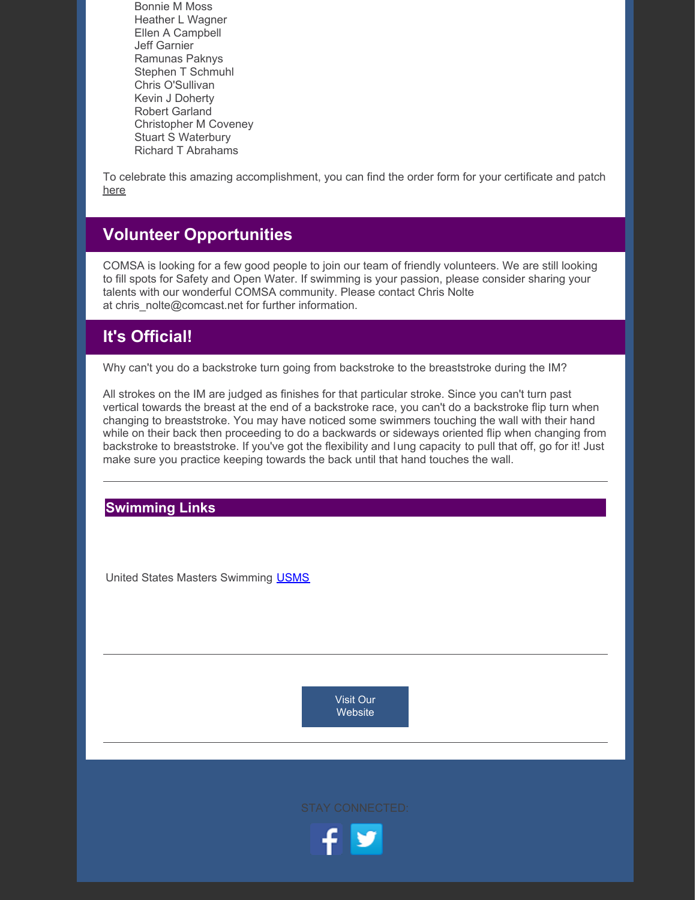Bonnie M Moss
Heather L Wagner
Ellen A Campbell
Jeff Garnier
Ramunas Paknys
Stephen T Schmuhl
Chris O'Sullivan
Kevin J Doherty
Robert Garland
Christopher M Coveney
Stuart S Waterbury
Richard T Abrahams

To celebrate this amazing accomplishment, you can find the order form for your certificate and patch here

## Volunteer Opportunities

COMSA is looking for a few good people to join our team of friendly volunteers. We are still looking to fill spots for Safety and Open Water. If swimming is your passion, please consider sharing your talents with our wonderful COMSA community. Please contact Chris Nolte at chris_nolte@comcast.net for further information.

## It's Official!

Why can't you do a backstroke turn going from backstroke to the breaststroke during the IM?

All strokes on the IM are judged as finishes for that particular stroke. Since you can't turn past vertical towards the breast at the end of a backstroke race, you can't do a backstroke flip turn when changing to breaststroke. You may have noticed some swimmers touching the wall with their hand while on their back then proceeding to do a backwards or sideways oriented flip when changing from backstroke to breaststroke. If you've got the flexibility and lung capacity to pull that off, go for it! Just make sure you practice keeping towards the back until that hand touches the wall.

---

## Swimming Links

United States Masters Swimming USMS

---

Visit Our Website

---

STAY CONNECTED: